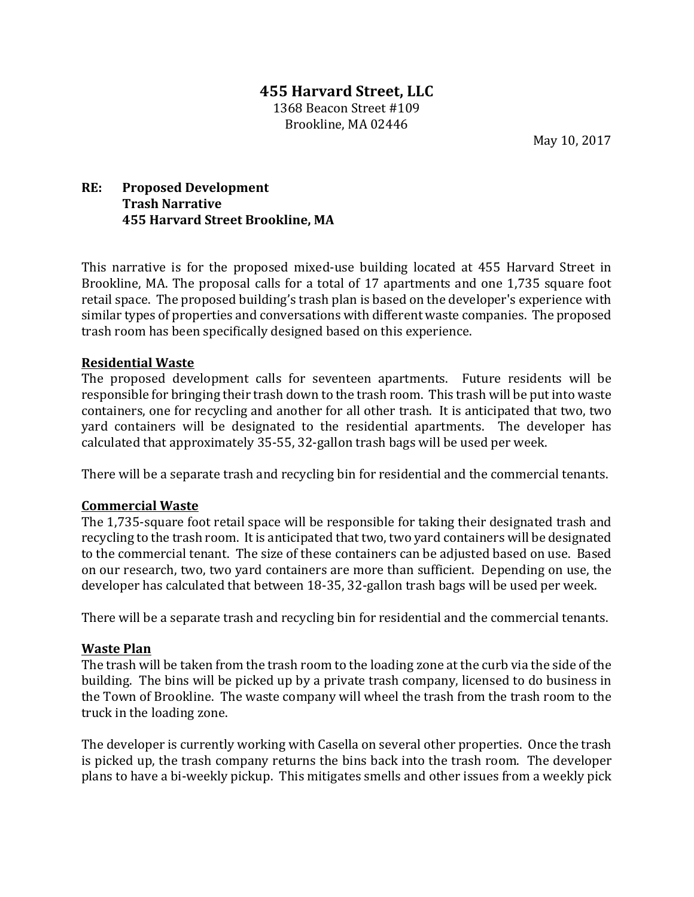# 455 Harvard Street, LLC

1368 Beacon Street #109
Brookline, MA 02446

May 10, 2017

**RE: Proposed Development**
**Trash Narrative**
**455 Harvard Street Brookline, MA**

This narrative is for the proposed mixed-use building located at 455 Harvard Street in Brookline, MA. The proposal calls for a total of 17 apartments and one 1,735 square foot retail space. The proposed building's trash plan is based on the developer's experience with similar types of properties and conversations with different waste companies. The proposed trash room has been specifically designed based on this experience.

## Residential Waste

The proposed development calls for seventeen apartments. Future residents will be responsible for bringing their trash down to the trash room. This trash will be put into waste containers, one for recycling and another for all other trash. It is anticipated that two, two yard containers will be designated to the residential apartments. The developer has calculated that approximately 35-55, 32-gallon trash bags will be used per week.

There will be a separate trash and recycling bin for residential and the commercial tenants.

## Commercial Waste

The 1,735-square foot retail space will be responsible for taking their designated trash and recycling to the trash room. It is anticipated that two, two yard containers will be designated to the commercial tenant. The size of these containers can be adjusted based on use. Based on our research, two, two yard containers are more than sufficient. Depending on use, the developer has calculated that between 18-35, 32-gallon trash bags will be used per week.

There will be a separate trash and recycling bin for residential and the commercial tenants.

## Waste Plan

The trash will be taken from the trash room to the loading zone at the curb via the side of the building. The bins will be picked up by a private trash company, licensed to do business in the Town of Brookline. The waste company will wheel the trash from the trash room to the truck in the loading zone.

The developer is currently working with Casella on several other properties. Once the trash is picked up, the trash company returns the bins back into the trash room. The developer plans to have a bi-weekly pickup. This mitigates smells and other issues from a weekly pick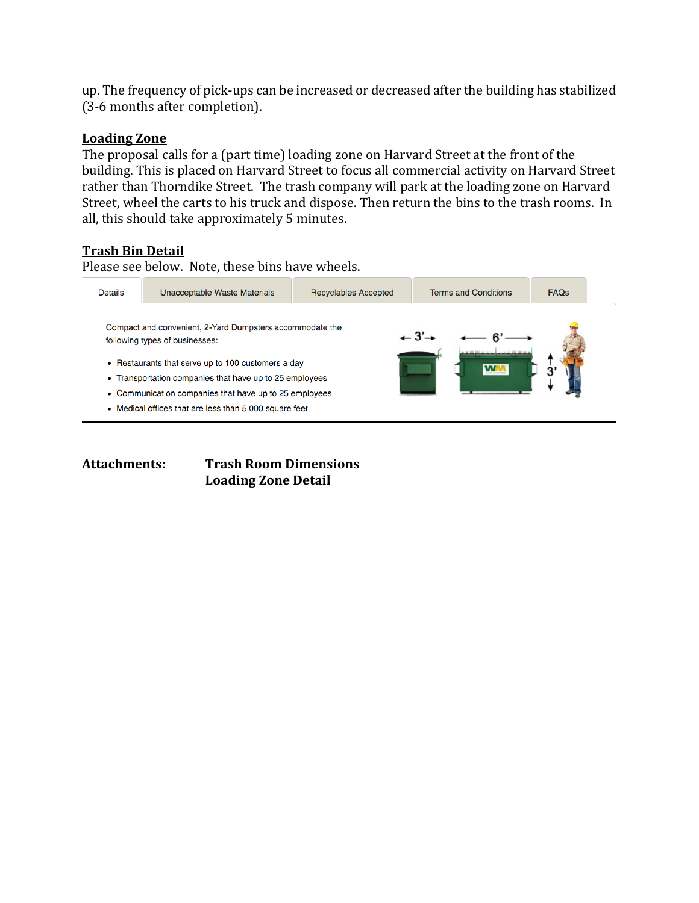up. The frequency of pick-ups can be increased or decreased after the building has stabilized (3-6 months after completion).

**Loading Zone**

The proposal calls for a (part time) loading zone on Harvard Street at the front of the building. This is placed on Harvard Street to focus all commercial activity on Harvard Street rather than Thorndike Street. The trash company will park at the loading zone on Harvard Street, wheel the carts to his truck and dispose. Then return the bins to the trash rooms. In all, this should take approximately 5 minutes.

**Trash Bin Detail**

Please see below. Note, these bins have wheels.

Details | Unacceptable Waste Materials | Recyclables Accepted | Terms and Conditions | FAQs

Compact and convenient, 2-Yard Dumpsters accommodate the following types of businesses:

- Restaurants that serve up to 100 customers a day
- Transportation companies that have up to 25 employees
- Communication companies that have up to 25 employees
- Medical offices that are less than 5,000 square feet

3'

6'

3'

**Attachments:** **Trash Room Dimensions**
**Loading Zone Detail**